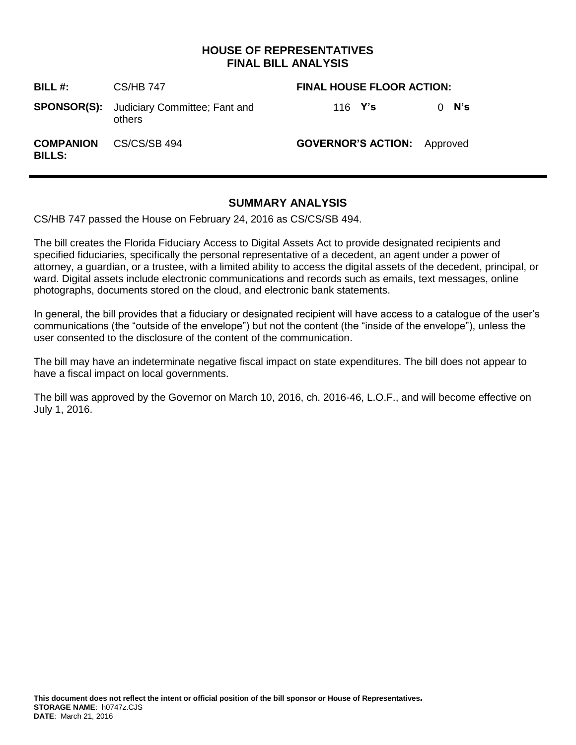# HOUSE OF REPRESENTATIVES
# FINAL BILL ANALYSIS

| | | | |
|---|---|---|---|
| **BILL #:** | CS/HB 747 | **FINAL HOUSE FLOOR ACTION:** | |
| **SPONSOR(S):** | Judiciary Committee; Fant and others | 116 **Y's** | 0 **N's** |
| **COMPANION BILLS:** | CS/CS/SB 494 | **GOVERNOR'S ACTION:** | Approved |

## SUMMARY ANALYSIS

CS/HB 747 passed the House on February 24, 2016 as CS/CS/SB 494.

The bill creates the Florida Fiduciary Access to Digital Assets Act to provide designated recipients and specified fiduciaries, specifically the personal representative of a decedent, an agent under a power of attorney, a guardian, or a trustee, with a limited ability to access the digital assets of the decedent, principal, or ward. Digital assets include electronic communications and records such as emails, text messages, online photographs, documents stored on the cloud, and electronic bank statements.

In general, the bill provides that a fiduciary or designated recipient will have access to a catalogue of the user's communications (the "outside of the envelope") but not the content (the "inside of the envelope"), unless the user consented to the disclosure of the content of the communication.

The bill may have an indeterminate negative fiscal impact on state expenditures. The bill does not appear to have a fiscal impact on local governments.

The bill was approved by the Governor on March 10, 2016, ch. 2016-46, L.O.F., and will become effective on July 1, 2016.

**This document does not reflect the intent or official position of the bill sponsor or House of Representatives.**
**STORAGE NAME**: h0747z.CJS
**DATE**: March 21, 2016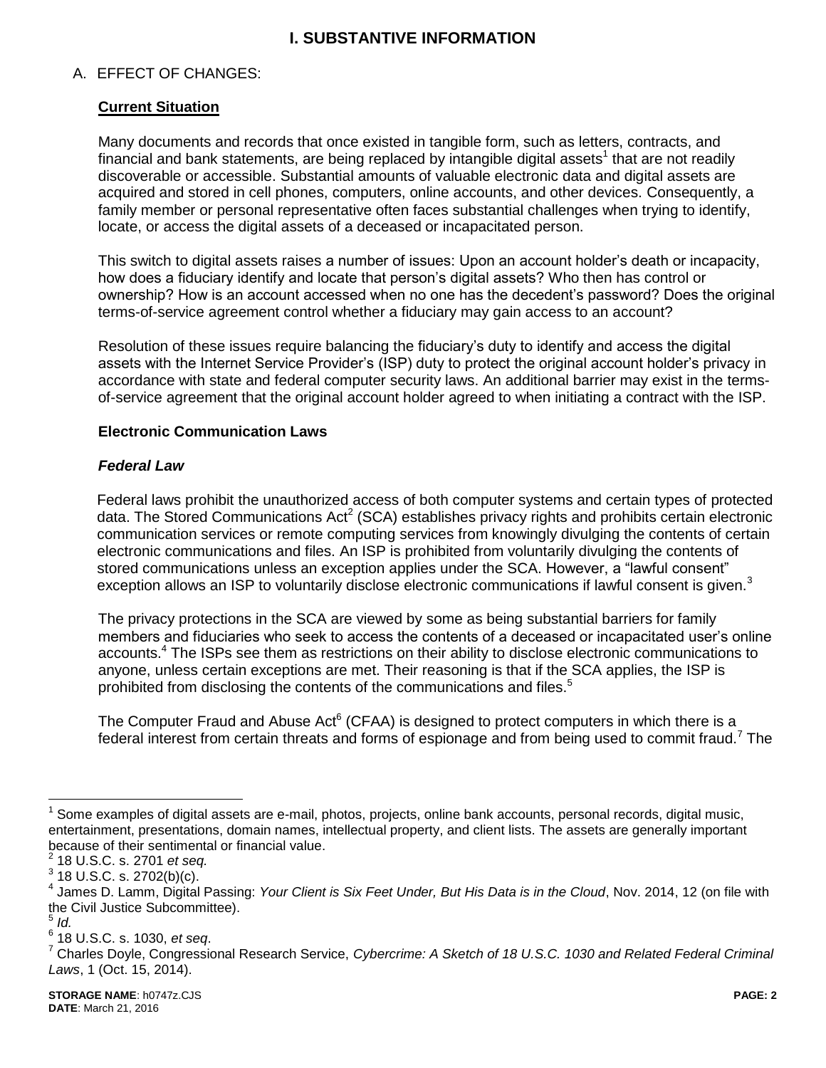# I. SUBSTANTIVE INFORMATION

A. EFFECT OF CHANGES:

**Current Situation**

Many documents and records that once existed in tangible form, such as letters, contracts, and financial and bank statements, are being replaced by intangible digital assets[1] that are not readily discoverable or accessible. Substantial amounts of valuable electronic data and digital assets are acquired and stored in cell phones, computers, online accounts, and other devices. Consequently, a family member or personal representative often faces substantial challenges when trying to identify, locate, or access the digital assets of a deceased or incapacitated person.

This switch to digital assets raises a number of issues: Upon an account holder's death or incapacity, how does a fiduciary identify and locate that person's digital assets? Who then has control or ownership? How is an account accessed when no one has the decedent's password? Does the original terms-of-service agreement control whether a fiduciary may gain access to an account?

Resolution of these issues require balancing the fiduciary's duty to identify and access the digital assets with the Internet Service Provider's (ISP) duty to protect the original account holder's privacy in accordance with state and federal computer security laws. An additional barrier may exist in the terms-of-service agreement that the original account holder agreed to when initiating a contract with the ISP.

**Electronic Communication Laws**

***Federal Law***

Federal laws prohibit the unauthorized access of both computer systems and certain types of protected data. The Stored Communications Act[2] (SCA) establishes privacy rights and prohibits certain electronic communication services or remote computing services from knowingly divulging the contents of certain electronic communications and files. An ISP is prohibited from voluntarily divulging the contents of stored communications unless an exception applies under the SCA. However, a "lawful consent" exception allows an ISP to voluntarily disclose electronic communications if lawful consent is given.[3]

The privacy protections in the SCA are viewed by some as being substantial barriers for family members and fiduciaries who seek to access the contents of a deceased or incapacitated user's online accounts.[4] The ISPs see them as restrictions on their ability to disclose electronic communications to anyone, unless certain exceptions are met. Their reasoning is that if the SCA applies, the ISP is prohibited from disclosing the contents of the communications and files.[5]

The Computer Fraud and Abuse Act[6] (CFAA) is designed to protect computers in which there is a federal interest from certain threats and forms of espionage and from being used to commit fraud.[7] The

---

[1] Some examples of digital assets are e-mail, photos, projects, online bank accounts, personal records, digital music, entertainment, presentations, domain names, intellectual property, and client lists. The assets are generally important because of their sentimental or financial value.

[2] 18 U.S.C. s. 2701 *et seq.*

[3] 18 U.S.C. s. 2702(b)(c).

[4] James D. Lamm, Digital Passing: *Your Client is Six Feet Under, But His Data is in the Cloud*, Nov. 2014, 12 (on file with the Civil Justice Subcommittee).

[5] *Id.*

[6] 18 U.S.C. s. 1030, *et seq*.

[7] Charles Doyle, Congressional Research Service, *Cybercrime: A Sketch of 18 U.S.C. 1030 and Related Federal Criminal Laws*, 1 (Oct. 15, 2014).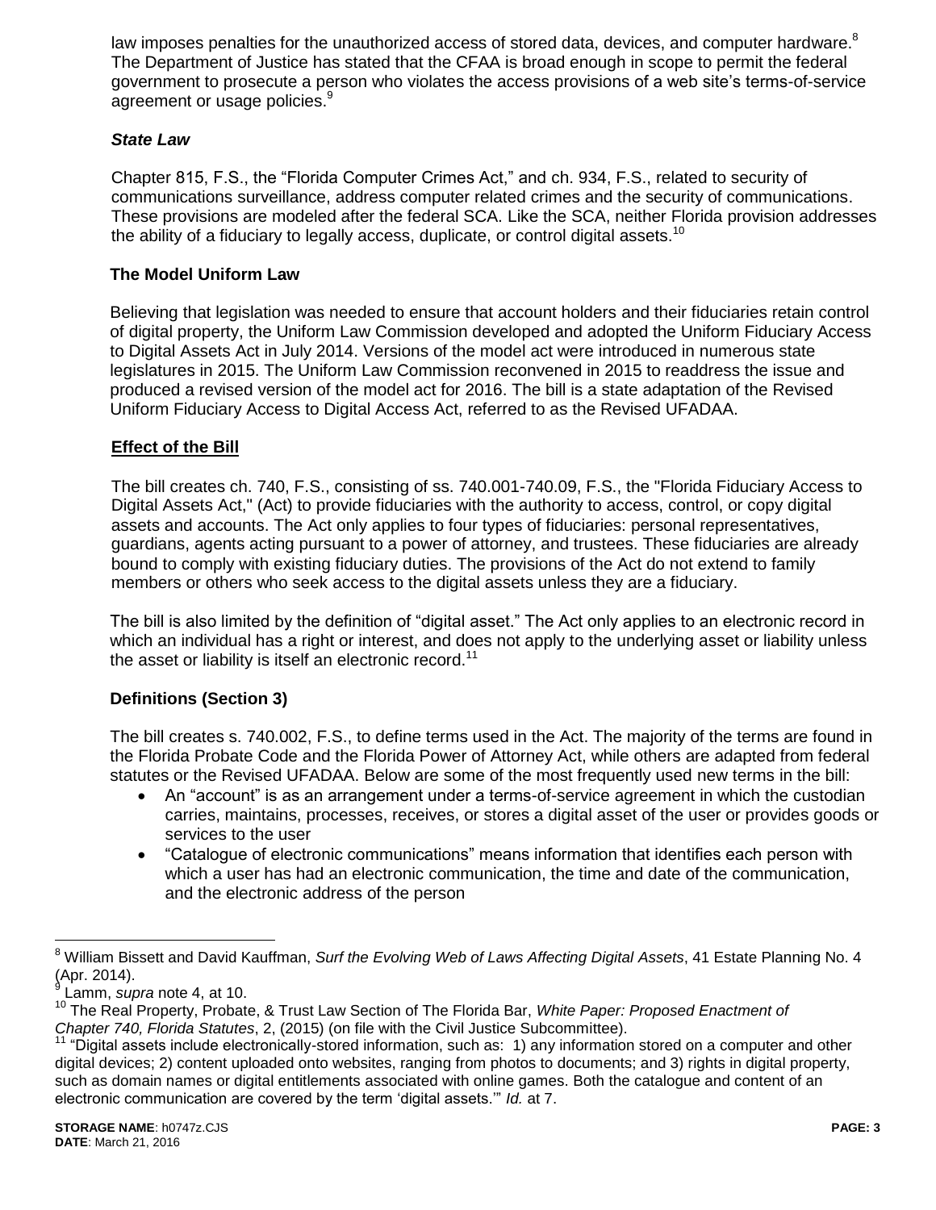law imposes penalties for the unauthorized access of stored data, devices, and computer hardware.[8] The Department of Justice has stated that the CFAA is broad enough in scope to permit the federal government to prosecute a person who violates the access provisions of a web site's terms-of-service agreement or usage policies.[9]

### *State Law*

Chapter 815, F.S., the "Florida Computer Crimes Act," and ch. 934, F.S., related to security of communications surveillance, address computer related crimes and the security of communications. These provisions are modeled after the federal SCA. Like the SCA, neither Florida provision addresses the ability of a fiduciary to legally access, duplicate, or control digital assets.[10]

### The Model Uniform Law

Believing that legislation was needed to ensure that account holders and their fiduciaries retain control of digital property, the Uniform Law Commission developed and adopted the Uniform Fiduciary Access to Digital Assets Act in July 2014. Versions of the model act were introduced in numerous state legislatures in 2015. The Uniform Law Commission reconvened in 2015 to readdress the issue and produced a revised version of the model act for 2016. The bill is a state adaptation of the Revised Uniform Fiduciary Access to Digital Access Act, referred to as the Revised UFADAA.

## Effect of the Bill

The bill creates ch. 740, F.S., consisting of ss. 740.001-740.09, F.S., the "Florida Fiduciary Access to Digital Assets Act," (Act) to provide fiduciaries with the authority to access, control, or copy digital assets and accounts. The Act only applies to four types of fiduciaries: personal representatives, guardians, agents acting pursuant to a power of attorney, and trustees. These fiduciaries are already bound to comply with existing fiduciary duties. The provisions of the Act do not extend to family members or others who seek access to the digital assets unless they are a fiduciary.

The bill is also limited by the definition of "digital asset." The Act only applies to an electronic record in which an individual has a right or interest, and does not apply to the underlying asset or liability unless the asset or liability is itself an electronic record.[11]

### Definitions (Section 3)

The bill creates s. 740.002, F.S., to define terms used in the Act. The majority of the terms are found in the Florida Probate Code and the Florida Power of Attorney Act, while others are adapted from federal statutes or the Revised UFADAA. Below are some of the most frequently used new terms in the bill:

- An "account" is as an arrangement under a terms-of-service agreement in which the custodian carries, maintains, processes, receives, or stores a digital asset of the user or provides goods or services to the user
- "Catalogue of electronic communications" means information that identifies each person with which a user has had an electronic communication, the time and date of the communication, and the electronic address of the person

---

[8] William Bissett and David Kauffman, *Surf the Evolving Web of Laws Affecting Digital Assets*, 41 Estate Planning No. 4 (Apr. 2014).

[9] Lamm, *supra* note 4, at 10.

[10] The Real Property, Probate, & Trust Law Section of The Florida Bar, *White Paper: Proposed Enactment of Chapter 740, Florida Statutes*, 2, (2015) (on file with the Civil Justice Subcommittee).

[11] "Digital assets include electronically-stored information, such as: 1) any information stored on a computer and other digital devices; 2) content uploaded onto websites, ranging from photos to documents; and 3) rights in digital property, such as domain names or digital entitlements associated with online games. Both the catalogue and content of an electronic communication are covered by the term 'digital assets.'" *Id.* at 7.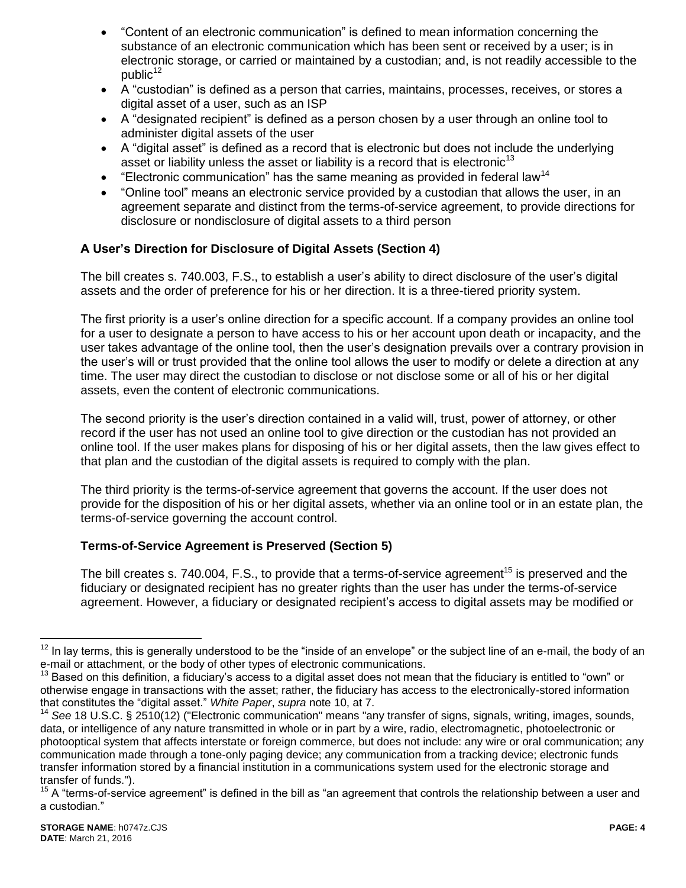- "Content of an electronic communication" is defined to mean information concerning the substance of an electronic communication which has been sent or received by a user; is in electronic storage, or carried or maintained by a custodian; and, is not readily accessible to the public[12]
- A "custodian" is defined as a person that carries, maintains, processes, receives, or stores a digital asset of a user, such as an ISP
- A "designated recipient" is defined as a person chosen by a user through an online tool to administer digital assets of the user
- A "digital asset" is defined as a record that is electronic but does not include the underlying asset or liability unless the asset or liability is a record that is electronic[13]
- "Electronic communication" has the same meaning as provided in federal law[14]
- "Online tool" means an electronic service provided by a custodian that allows the user, in an agreement separate and distinct from the terms-of-service agreement, to provide directions for disclosure or nondisclosure of digital assets to a third person

**A User's Direction for Disclosure of Digital Assets (Section 4)**

The bill creates s. 740.003, F.S., to establish a user's ability to direct disclosure of the user's digital assets and the order of preference for his or her direction. It is a three-tiered priority system.

The first priority is a user's online direction for a specific account. If a company provides an online tool for a user to designate a person to have access to his or her account upon death or incapacity, and the user takes advantage of the online tool, then the user's designation prevails over a contrary provision in the user's will or trust provided that the online tool allows the user to modify or delete a direction at any time. The user may direct the custodian to disclose or not disclose some or all of his or her digital assets, even the content of electronic communications.

The second priority is the user's direction contained in a valid will, trust, power of attorney, or other record if the user has not used an online tool to give direction or the custodian has not provided an online tool. If the user makes plans for disposing of his or her digital assets, then the law gives effect to that plan and the custodian of the digital assets is required to comply with the plan.

The third priority is the terms-of-service agreement that governs the account. If the user does not provide for the disposition of his or her digital assets, whether via an online tool or in an estate plan, the terms-of-service governing the account control.

**Terms-of-Service Agreement is Preserved (Section 5)**

The bill creates s. 740.004, F.S., to provide that a terms-of-service agreement[15] is preserved and the fiduciary or designated recipient has no greater rights than the user has under the terms-of-service agreement. However, a fiduciary or designated recipient's access to digital assets may be modified or

---

[12] In lay terms, this is generally understood to be the "inside of an envelope" or the subject line of an e-mail, the body of an e-mail or attachment, or the body of other types of electronic communications.

[13] Based on this definition, a fiduciary's access to a digital asset does not mean that the fiduciary is entitled to "own" or otherwise engage in transactions with the asset; rather, the fiduciary has access to the electronically-stored information that constitutes the "digital asset." *White Paper*, *supra* note 10, at 7.

[14] *See* 18 U.S.C. § 2510(12) ("Electronic communication" means "any transfer of signs, signals, writing, images, sounds, data, or intelligence of any nature transmitted in whole or in part by a wire, radio, electromagnetic, photoelectronic or photooptical system that affects interstate or foreign commerce, but does not include: any wire or oral communication; any communication made through a tone-only paging device; any communication from a tracking device; electronic funds transfer information stored by a financial institution in a communications system used for the electronic storage and transfer of funds.").

[15] A "terms-of-service agreement" is defined in the bill as "an agreement that controls the relationship between a user and a custodian."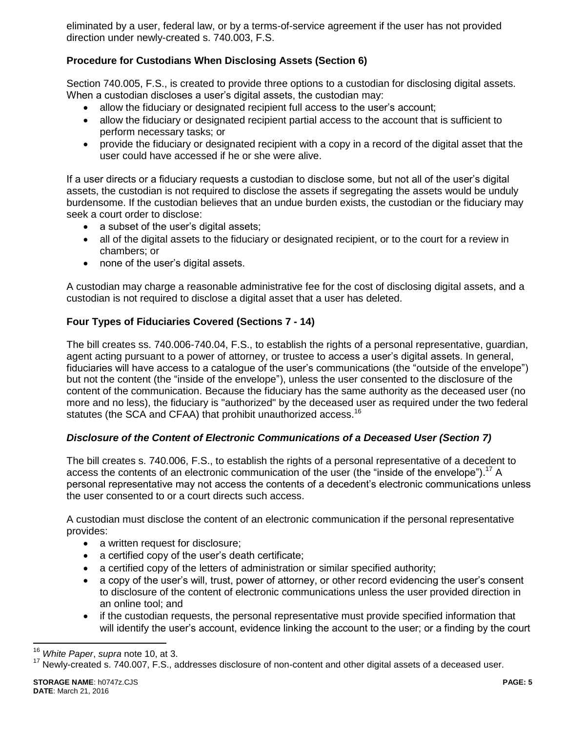eliminated by a user, federal law, or by a terms-of-service agreement if the user has not provided direction under newly-created s. 740.003, F.S.

**Procedure for Custodians When Disclosing Assets (Section 6)**

Section 740.005, F.S., is created to provide three options to a custodian for disclosing digital assets. When a custodian discloses a user's digital assets, the custodian may:

- allow the fiduciary or designated recipient full access to the user's account;
- allow the fiduciary or designated recipient partial access to the account that is sufficient to perform necessary tasks; or
- provide the fiduciary or designated recipient with a copy in a record of the digital asset that the user could have accessed if he or she were alive.

If a user directs or a fiduciary requests a custodian to disclose some, but not all of the user's digital assets, the custodian is not required to disclose the assets if segregating the assets would be unduly burdensome. If the custodian believes that an undue burden exists, the custodian or the fiduciary may seek a court order to disclose:

- a subset of the user's digital assets;
- all of the digital assets to the fiduciary or designated recipient, or to the court for a review in chambers; or
- none of the user's digital assets.

A custodian may charge a reasonable administrative fee for the cost of disclosing digital assets, and a custodian is not required to disclose a digital asset that a user has deleted.

**Four Types of Fiduciaries Covered (Sections 7 - 14)**

The bill creates ss. 740.006-740.04, F.S., to establish the rights of a personal representative, guardian, agent acting pursuant to a power of attorney, or trustee to access a user's digital assets. In general, fiduciaries will have access to a catalogue of the user's communications (the "outside of the envelope") but not the content (the "inside of the envelope"), unless the user consented to the disclosure of the content of the communication. Because the fiduciary has the same authority as the deceased user (no more and no less), the fiduciary is "authorized" by the deceased user as required under the two federal statutes (the SCA and CFAA) that prohibit unauthorized access.[16]

***Disclosure of the Content of Electronic Communications of a Deceased User (Section 7)***

The bill creates s. 740.006, F.S., to establish the rights of a personal representative of a decedent to access the contents of an electronic communication of the user (the "inside of the envelope").[17] A personal representative may not access the contents of a decedent's electronic communications unless the user consented to or a court directs such access.

A custodian must disclose the content of an electronic communication if the personal representative provides:

- a written request for disclosure;
- a certified copy of the user's death certificate;
- a certified copy of the letters of administration or similar specified authority;
- a copy of the user's will, trust, power of attorney, or other record evidencing the user's consent to disclosure of the content of electronic communications unless the user provided direction in an online tool; and
- if the custodian requests, the personal representative must provide specified information that will identify the user's account, evidence linking the account to the user; or a finding by the court

[16] *White Paper*, *supra* note 10, at 3.

[17] Newly-created s. 740.007, F.S., addresses disclosure of non-content and other digital assets of a deceased user.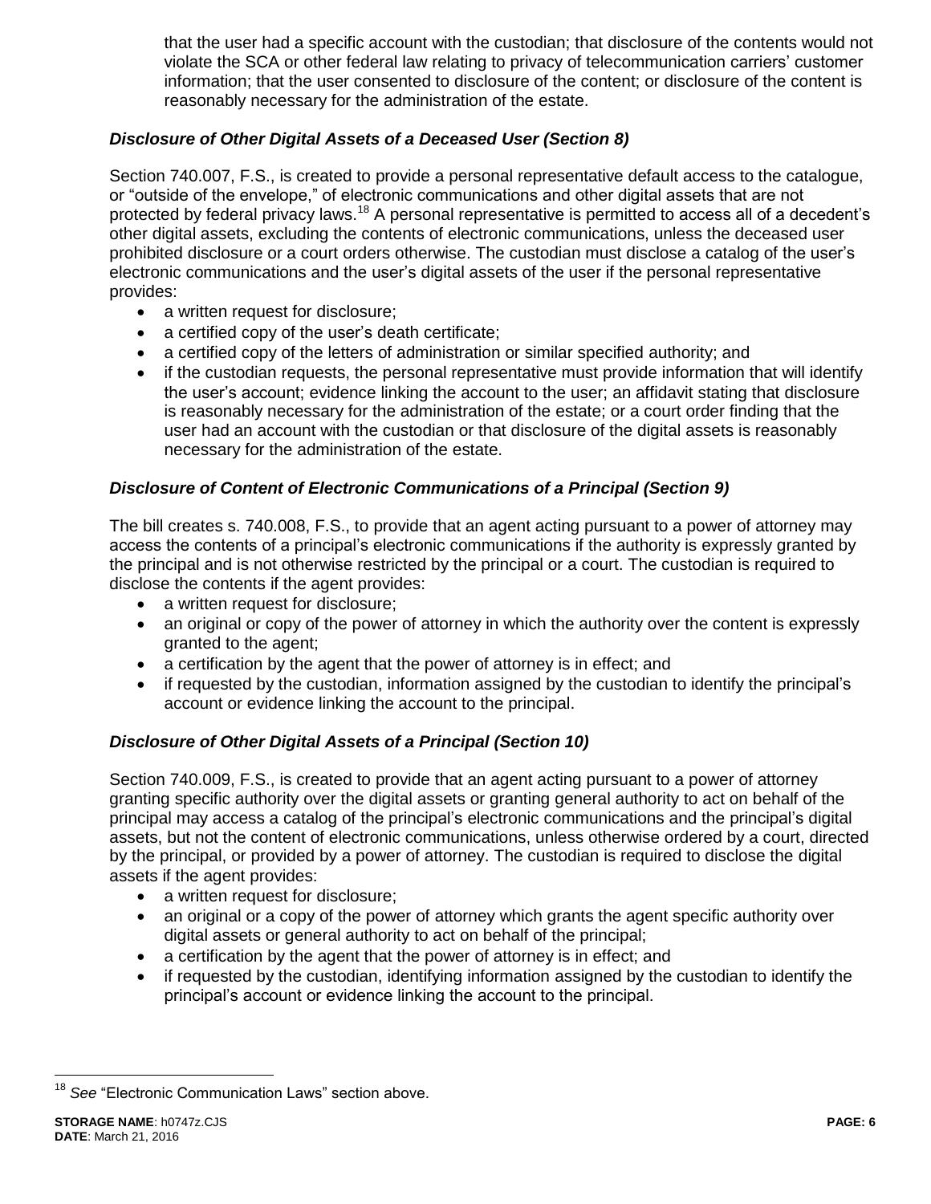that the user had a specific account with the custodian; that disclosure of the contents would not violate the SCA or other federal law relating to privacy of telecommunication carriers' customer information; that the user consented to disclosure of the content; or disclosure of the content is reasonably necessary for the administration of the estate.

### *Disclosure of Other Digital Assets of a Deceased User (Section 8)*

Section 740.007, F.S., is created to provide a personal representative default access to the catalogue, or "outside of the envelope," of electronic communications and other digital assets that are not protected by federal privacy laws.[18] A personal representative is permitted to access all of a decedent's other digital assets, excluding the contents of electronic communications, unless the deceased user prohibited disclosure or a court orders otherwise. The custodian must disclose a catalog of the user's electronic communications and the user's digital assets of the user if the personal representative provides:

- a written request for disclosure;
- a certified copy of the user's death certificate;
- a certified copy of the letters of administration or similar specified authority; and
- if the custodian requests, the personal representative must provide information that will identify the user's account; evidence linking the account to the user; an affidavit stating that disclosure is reasonably necessary for the administration of the estate; or a court order finding that the user had an account with the custodian or that disclosure of the digital assets is reasonably necessary for the administration of the estate.

### *Disclosure of Content of Electronic Communications of a Principal (Section 9)*

The bill creates s. 740.008, F.S., to provide that an agent acting pursuant to a power of attorney may access the contents of a principal's electronic communications if the authority is expressly granted by the principal and is not otherwise restricted by the principal or a court. The custodian is required to disclose the contents if the agent provides:

- a written request for disclosure;
- an original or copy of the power of attorney in which the authority over the content is expressly granted to the agent;
- a certification by the agent that the power of attorney is in effect; and
- if requested by the custodian, information assigned by the custodian to identify the principal's account or evidence linking the account to the principal.

### *Disclosure of Other Digital Assets of a Principal (Section 10)*

Section 740.009, F.S., is created to provide that an agent acting pursuant to a power of attorney granting specific authority over the digital assets or granting general authority to act on behalf of the principal may access a catalog of the principal's electronic communications and the principal's digital assets, but not the content of electronic communications, unless otherwise ordered by a court, directed by the principal, or provided by a power of attorney. The custodian is required to disclose the digital assets if the agent provides:

- a written request for disclosure;
- an original or a copy of the power of attorney which grants the agent specific authority over digital assets or general authority to act on behalf of the principal;
- a certification by the agent that the power of attorney is in effect; and
- if requested by the custodian, identifying information assigned by the custodian to identify the principal's account or evidence linking the account to the principal.

---

[18] *See* "Electronic Communication Laws" section above.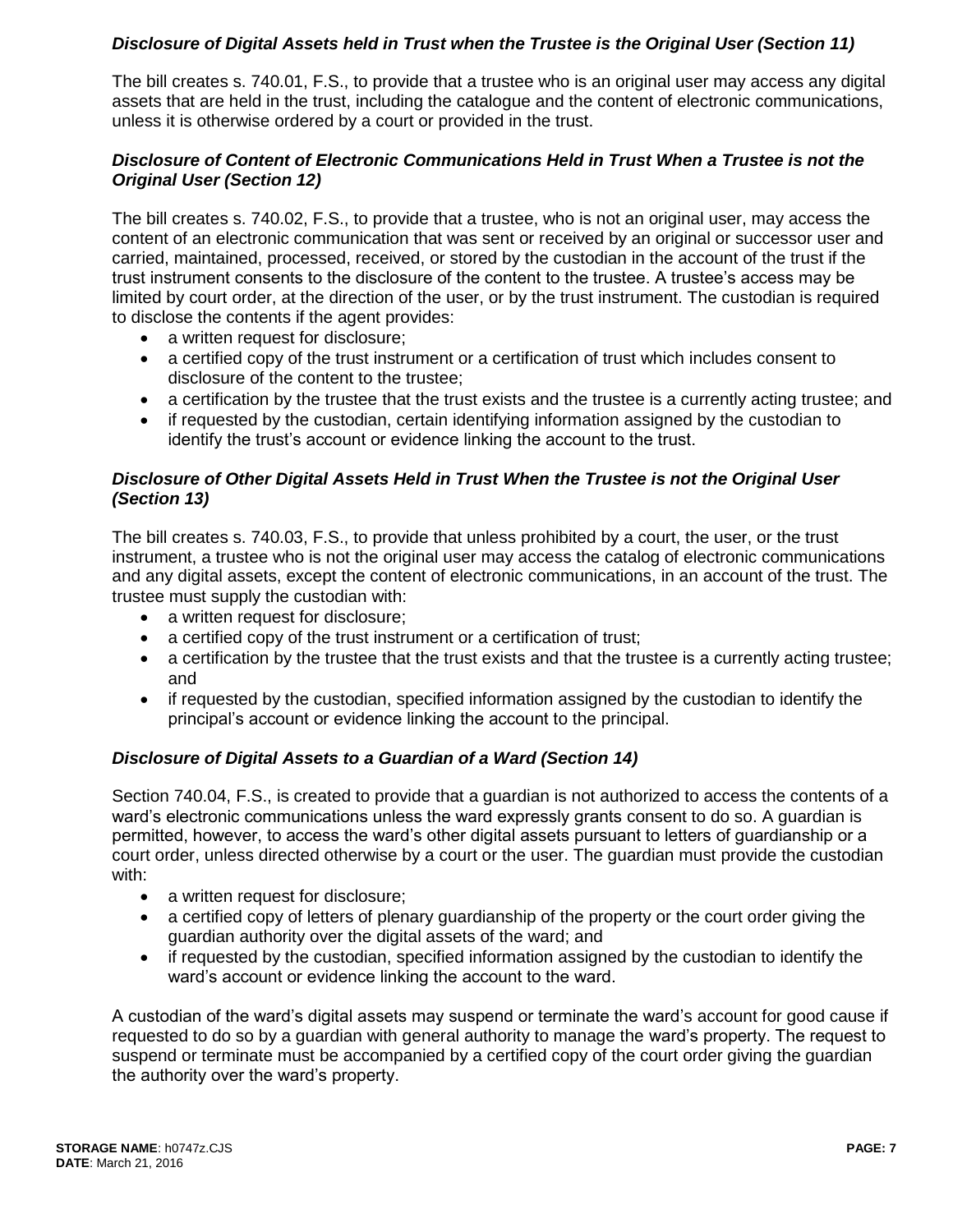***Disclosure of Digital Assets held in Trust when the Trustee is the Original User (Section 11)***

The bill creates s. 740.01, F.S., to provide that a trustee who is an original user may access any digital assets that are held in the trust, including the catalogue and the content of electronic communications, unless it is otherwise ordered by a court or provided in the trust.

***Disclosure of Content of Electronic Communications Held in Trust When a Trustee is not the Original User (Section 12)***

The bill creates s. 740.02, F.S., to provide that a trustee, who is not an original user, may access the content of an electronic communication that was sent or received by an original or successor user and carried, maintained, processed, received, or stored by the custodian in the account of the trust if the trust instrument consents to the disclosure of the content to the trustee. A trustee's access may be limited by court order, at the direction of the user, or by the trust instrument. The custodian is required to disclose the contents if the agent provides:

- a written request for disclosure;
- a certified copy of the trust instrument or a certification of trust which includes consent to disclosure of the content to the trustee;
- a certification by the trustee that the trust exists and the trustee is a currently acting trustee; and
- if requested by the custodian, certain identifying information assigned by the custodian to identify the trust's account or evidence linking the account to the trust.

***Disclosure of Other Digital Assets Held in Trust When the Trustee is not the Original User (Section 13)***

The bill creates s. 740.03, F.S., to provide that unless prohibited by a court, the user, or the trust instrument, a trustee who is not the original user may access the catalog of electronic communications and any digital assets, except the content of electronic communications, in an account of the trust. The trustee must supply the custodian with:

- a written request for disclosure;
- a certified copy of the trust instrument or a certification of trust;
- a certification by the trustee that the trust exists and that the trustee is a currently acting trustee; and
- if requested by the custodian, specified information assigned by the custodian to identify the principal's account or evidence linking the account to the principal.

***Disclosure of Digital Assets to a Guardian of a Ward (Section 14)***

Section 740.04, F.S., is created to provide that a guardian is not authorized to access the contents of a ward's electronic communications unless the ward expressly grants consent to do so. A guardian is permitted, however, to access the ward's other digital assets pursuant to letters of guardianship or a court order, unless directed otherwise by a court or the user. The guardian must provide the custodian with:

- a written request for disclosure;
- a certified copy of letters of plenary guardianship of the property or the court order giving the guardian authority over the digital assets of the ward; and
- if requested by the custodian, specified information assigned by the custodian to identify the ward's account or evidence linking the account to the ward.

A custodian of the ward's digital assets may suspend or terminate the ward's account for good cause if requested to do so by a guardian with general authority to manage the ward's property. The request to suspend or terminate must be accompanied by a certified copy of the court order giving the guardian the authority over the ward's property.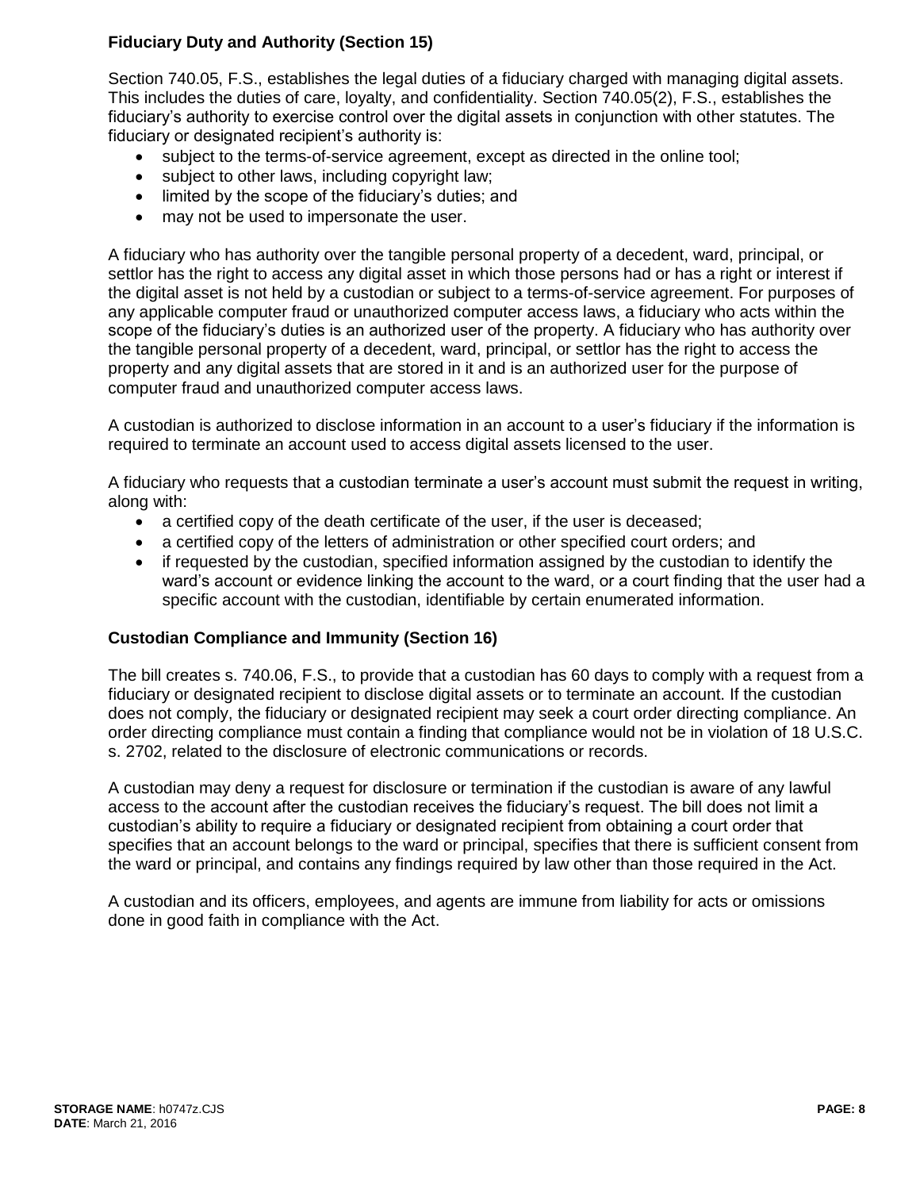**Fiduciary Duty and Authority (Section 15)**

Section 740.05, F.S., establishes the legal duties of a fiduciary charged with managing digital assets. This includes the duties of care, loyalty, and confidentiality. Section 740.05(2), F.S., establishes the fiduciary's authority to exercise control over the digital assets in conjunction with other statutes. The fiduciary or designated recipient's authority is:

- subject to the terms-of-service agreement, except as directed in the online tool;
- subject to other laws, including copyright law;
- limited by the scope of the fiduciary's duties; and
- may not be used to impersonate the user.

A fiduciary who has authority over the tangible personal property of a decedent, ward, principal, or settlor has the right to access any digital asset in which those persons had or has a right or interest if the digital asset is not held by a custodian or subject to a terms-of-service agreement. For purposes of any applicable computer fraud or unauthorized computer access laws, a fiduciary who acts within the scope of the fiduciary's duties is an authorized user of the property. A fiduciary who has authority over the tangible personal property of a decedent, ward, principal, or settlor has the right to access the property and any digital assets that are stored in it and is an authorized user for the purpose of computer fraud and unauthorized computer access laws.

A custodian is authorized to disclose information in an account to a user's fiduciary if the information is required to terminate an account used to access digital assets licensed to the user.

A fiduciary who requests that a custodian terminate a user's account must submit the request in writing, along with:

- a certified copy of the death certificate of the user, if the user is deceased;
- a certified copy of the letters of administration or other specified court orders; and
- if requested by the custodian, specified information assigned by the custodian to identify the ward's account or evidence linking the account to the ward, or a court finding that the user had a specific account with the custodian, identifiable by certain enumerated information.

**Custodian Compliance and Immunity (Section 16)**

The bill creates s. 740.06, F.S., to provide that a custodian has 60 days to comply with a request from a fiduciary or designated recipient to disclose digital assets or to terminate an account. If the custodian does not comply, the fiduciary or designated recipient may seek a court order directing compliance. An order directing compliance must contain a finding that compliance would not be in violation of 18 U.S.C. s. 2702, related to the disclosure of electronic communications or records.

A custodian may deny a request for disclosure or termination if the custodian is aware of any lawful access to the account after the custodian receives the fiduciary's request. The bill does not limit a custodian's ability to require a fiduciary or designated recipient from obtaining a court order that specifies that an account belongs to the ward or principal, specifies that there is sufficient consent from the ward or principal, and contains any findings required by law other than those required in the Act.

A custodian and its officers, employees, and agents are immune from liability for acts or omissions done in good faith in compliance with the Act.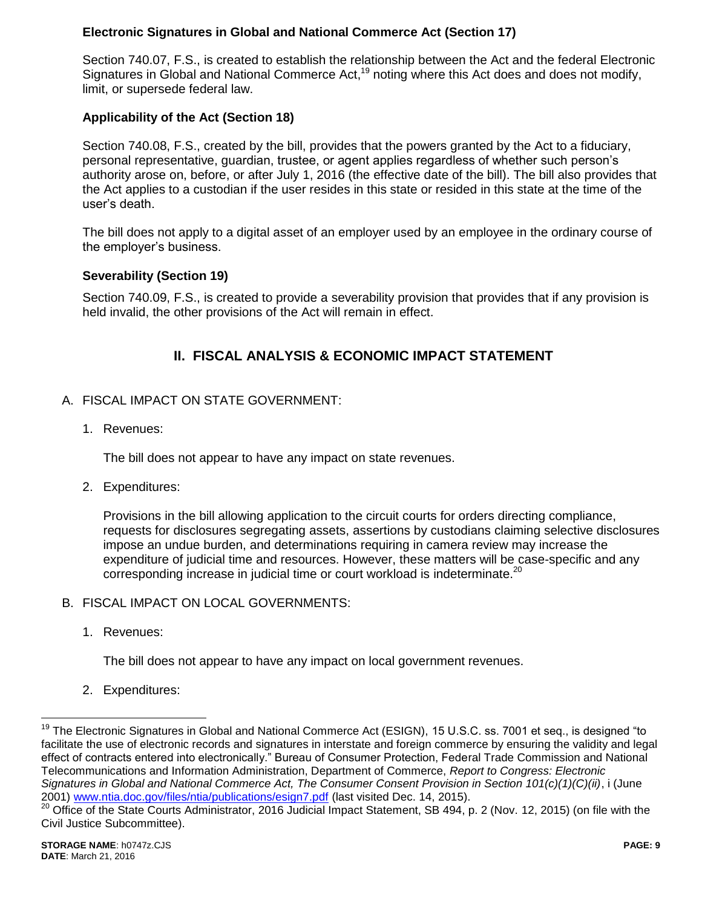**Electronic Signatures in Global and National Commerce Act (Section 17)**

Section 740.07, F.S., is created to establish the relationship between the Act and the federal Electronic Signatures in Global and National Commerce Act,[19] noting where this Act does and does not modify, limit, or supersede federal law.

**Applicability of the Act (Section 18)**

Section 740.08, F.S., created by the bill, provides that the powers granted by the Act to a fiduciary, personal representative, guardian, trustee, or agent applies regardless of whether such person's authority arose on, before, or after July 1, 2016 (the effective date of the bill). The bill also provides that the Act applies to a custodian if the user resides in this state or resided in this state at the time of the user's death.

The bill does not apply to a digital asset of an employer used by an employee in the ordinary course of the employer's business.

**Severability (Section 19)**

Section 740.09, F.S., is created to provide a severability provision that provides that if any provision is held invalid, the other provisions of the Act will remain in effect.

## II. FISCAL ANALYSIS & ECONOMIC IMPACT STATEMENT

A. FISCAL IMPACT ON STATE GOVERNMENT:

1. Revenues:

   The bill does not appear to have any impact on state revenues.

2. Expenditures:

   Provisions in the bill allowing application to the circuit courts for orders directing compliance, requests for disclosures segregating assets, assertions by custodians claiming selective disclosures impose an undue burden, and determinations requiring in camera review may increase the expenditure of judicial time and resources. However, these matters will be case-specific and any corresponding increase in judicial time or court workload is indeterminate.[20]

B. FISCAL IMPACT ON LOCAL GOVERNMENTS:

1. Revenues:

   The bill does not appear to have any impact on local government revenues.

2. Expenditures:

---

[19] The Electronic Signatures in Global and National Commerce Act (ESIGN), 15 U.S.C. ss. 7001 et seq., is designed "to facilitate the use of electronic records and signatures in interstate and foreign commerce by ensuring the validity and legal effect of contracts entered into electronically." Bureau of Consumer Protection, Federal Trade Commission and National Telecommunications and Information Administration, Department of Commerce, *Report to Congress: Electronic Signatures in Global and National Commerce Act, The Consumer Consent Provision in Section 101(c)(1)(C)(ii)*, i (June 2001) www.ntia.doc.gov/files/ntia/publications/esign7.pdf (last visited Dec. 14, 2015).

[20] Office of the State Courts Administrator, 2016 Judicial Impact Statement, SB 494, p. 2 (Nov. 12, 2015) (on file with the Civil Justice Subcommittee).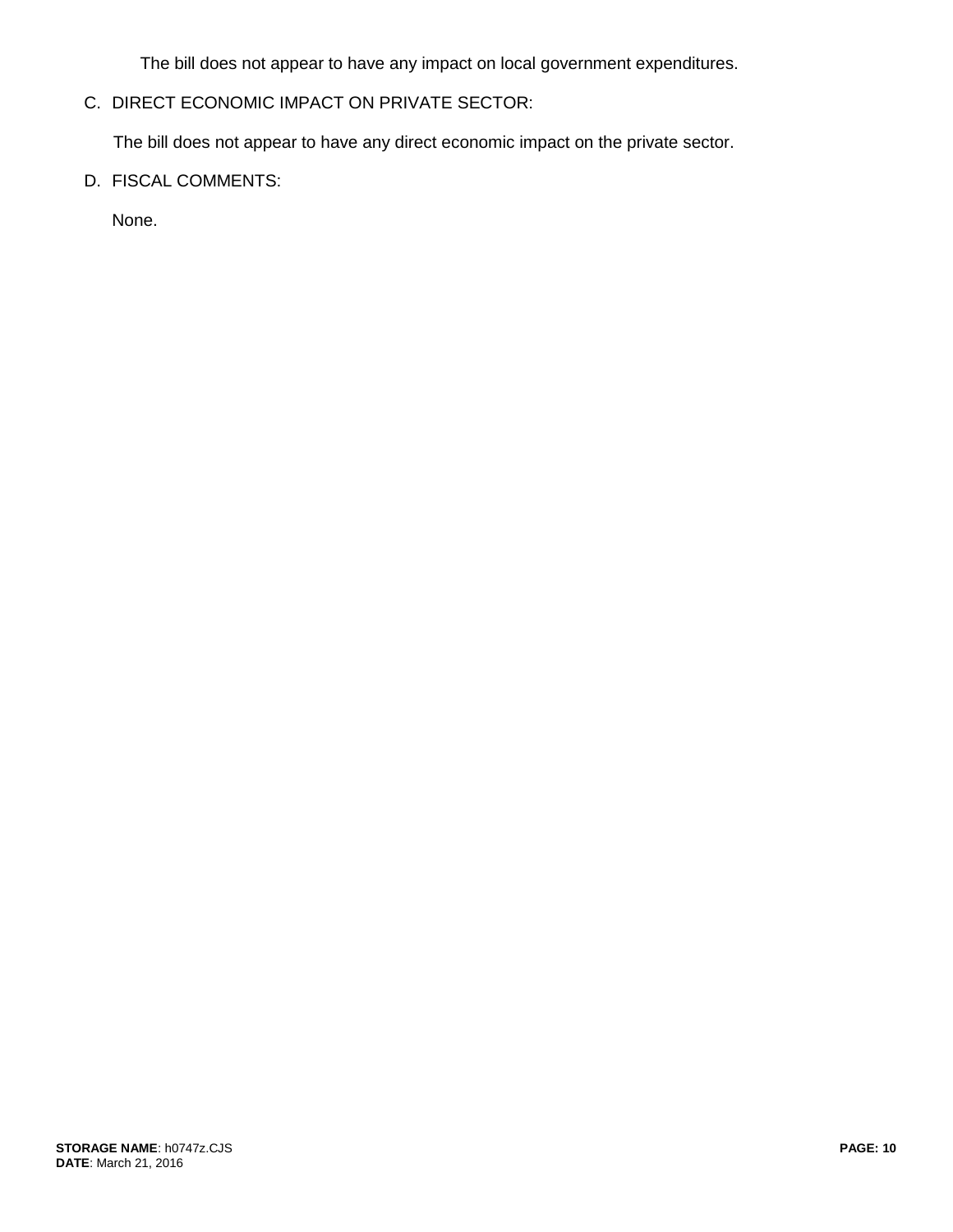The bill does not appear to have any impact on local government expenditures.

C. DIRECT ECONOMIC IMPACT ON PRIVATE SECTOR:

The bill does not appear to have any direct economic impact on the private sector.

D. FISCAL COMMENTS:

None.